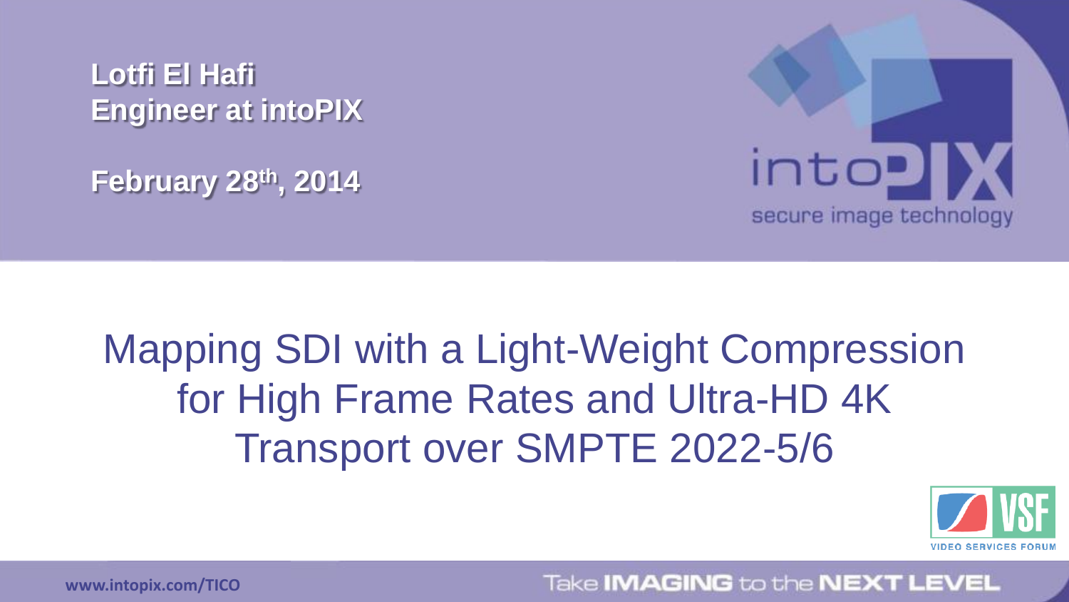**Lotfi El Hafi**
**Engineer at intoPIX**

**February 28th, 2014**

intoPIX
secure image technology

# Mapping SDI with a Light-Weight Compression for High Frame Rates and Ultra-HD 4K Transport over SMPTE 2022-5/6

VSF
VIDEO SERVICES FORUM

www.intopix.com/TICO

Take **IMAGING** to the **NEXT LEVEL**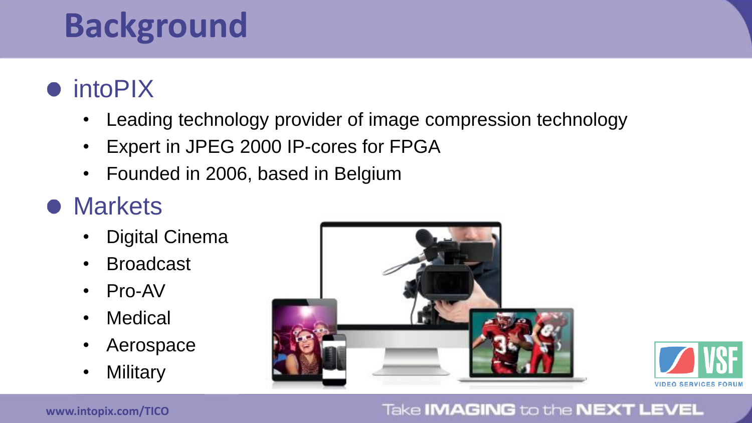# Background

- intoPIX
  - Leading technology provider of image compression technology
  - Expert in JPEG 2000 IP-cores for FPGA
  - Founded in 2006, based in Belgium
- Markets
  - Digital Cinema
  - Broadcast
  - Pro-AV
  - Medical
  - Aerospace
  - Military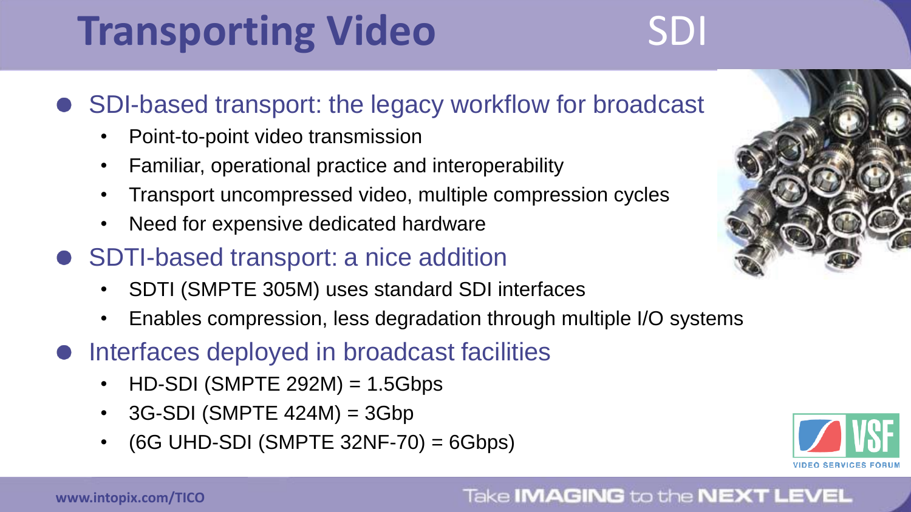# Transporting Video

## SDI

- SDI-based transport: the legacy workflow for broadcast
  - Point-to-point video transmission
  - Familiar, operational practice and interoperability
  - Transport uncompressed video, multiple compression cycles
  - Need for expensive dedicated hardware
- SDTI-based transport: a nice addition
  - SDTI (SMPTE 305M) uses standard SDI interfaces
  - Enables compression, less degradation through multiple I/O systems
- Interfaces deployed in broadcast facilities
  - HD-SDI (SMPTE 292M) = 1.5Gbps
  - 3G-SDI (SMPTE 424M) = 3Gbp
  - (6G UHD-SDI (SMPTE 32NF-70) = 6Gbps)

VSF VIDEO SERVICES FORUM

www.intopix.com/TICO

Take IMAGING to the NEXT LEVEL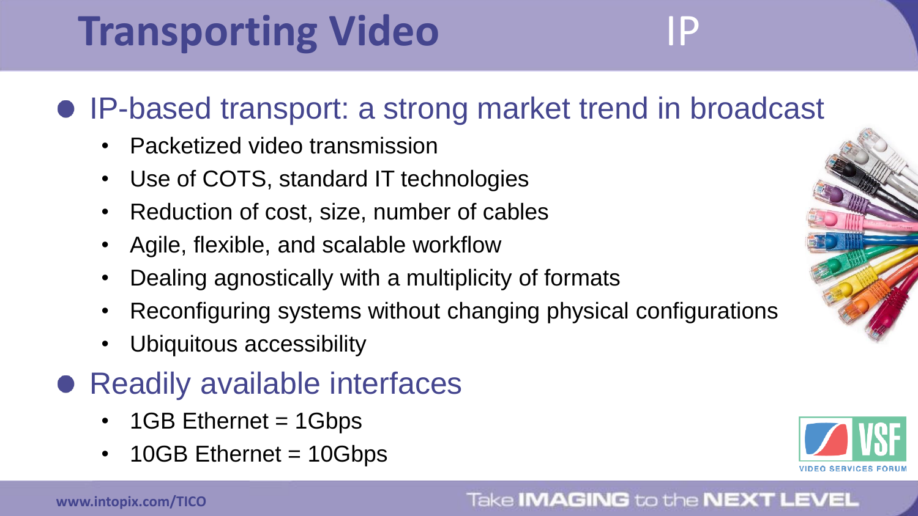# Transporting Video IP

- IP-based transport: a strong market trend in broadcast
  - Packetized video transmission
  - Use of COTS, standard IT technologies
  - Reduction of cost, size, number of cables
  - Agile, flexible, and scalable workflow
  - Dealing agnostically with a multiplicity of formats
  - Reconfiguring systems without changing physical configurations
  - Ubiquitous accessibility
- Readily available interfaces
  - 1GB Ethernet = 1Gbps
  - 10GB Ethernet = 10Gbps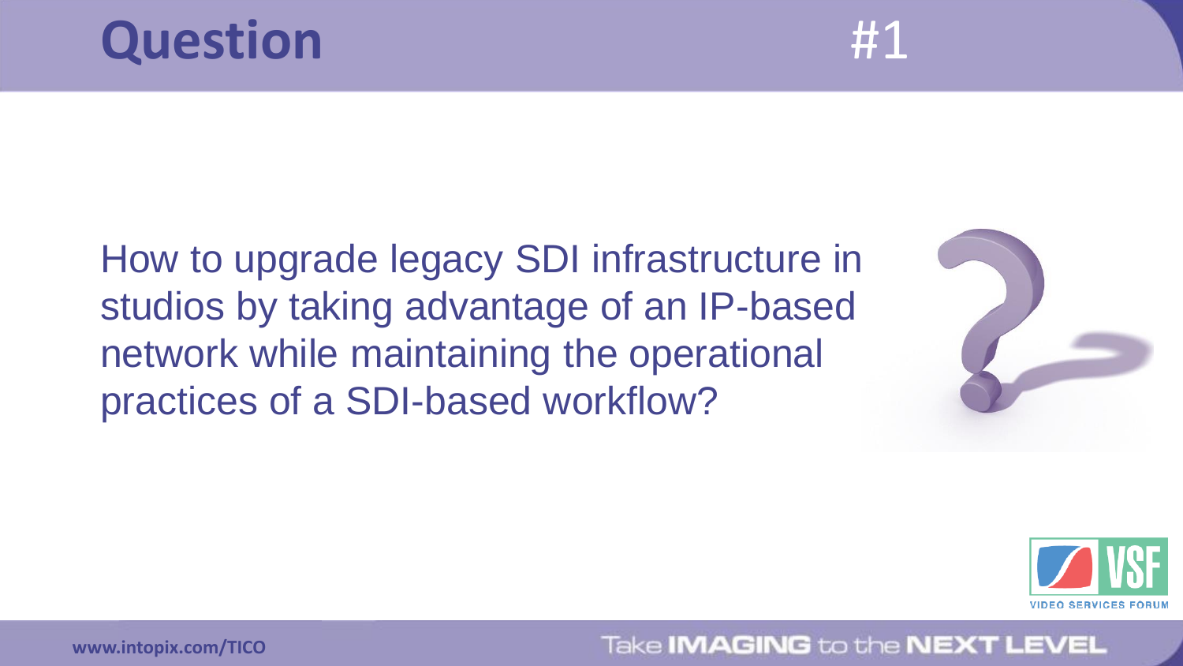# Question #1

How to upgrade legacy SDI infrastructure in studios by taking advantage of an IP-based network while maintaining the operational practices of a SDI-based workflow?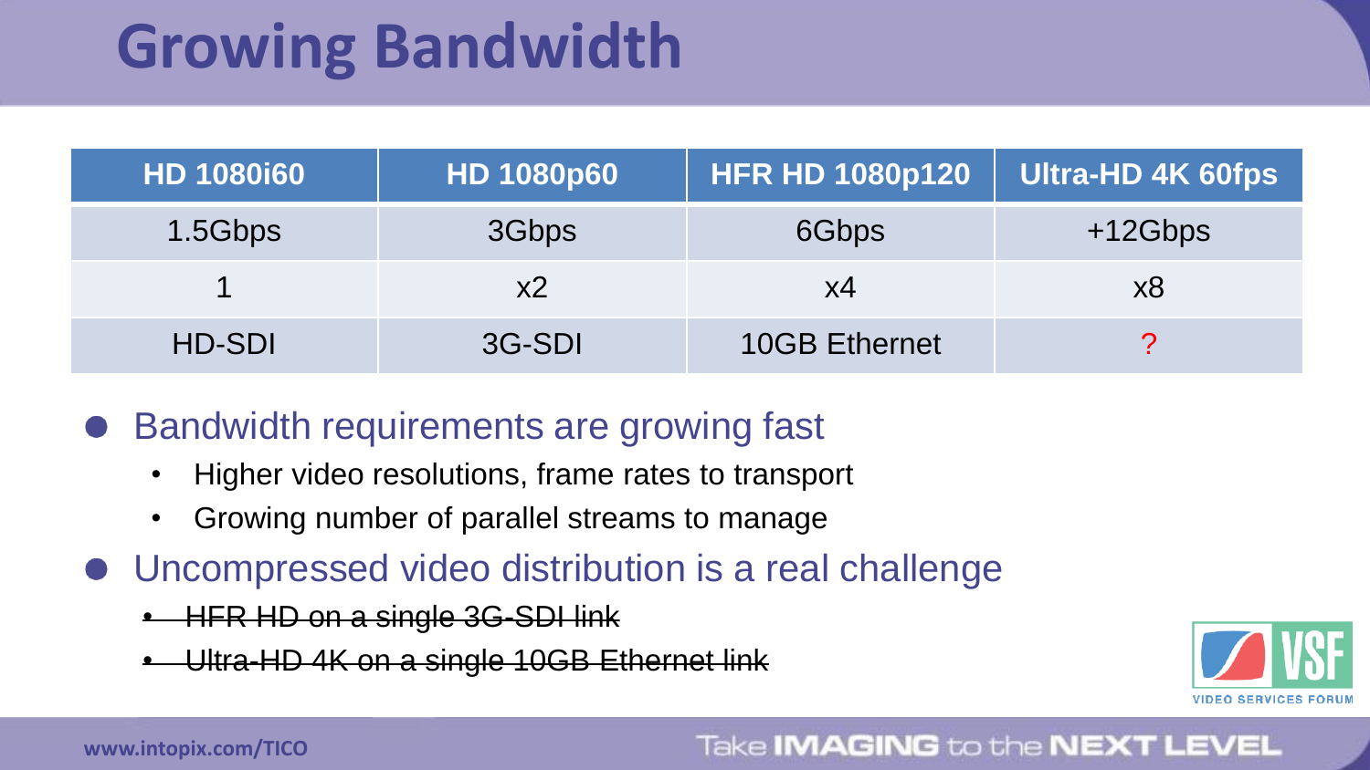# Growing Bandwidth

| HD 1080i60 | HD 1080p60 | HFR HD 1080p120 | Ultra-HD 4K 60fps |
|---|---|---|---|
| 1.5Gbps | 3Gbps | 6Gbps | +12Gbps |
| 1 | x2 | x4 | x8 |
| HD-SDI | 3G-SDI | 10GB Ethernet | ? |

- Bandwidth requirements are growing fast
  - Higher video resolutions, frame rates to transport
  - Growing number of parallel streams to manage
- Uncompressed video distribution is a real challenge
  - ~~HFR HD on a single 3G-SDI link~~
  - ~~Ultra-HD 4K on a single 10GB Ethernet link~~

www.intopix.com/TICO

Take IMAGING to the NEXT LEVEL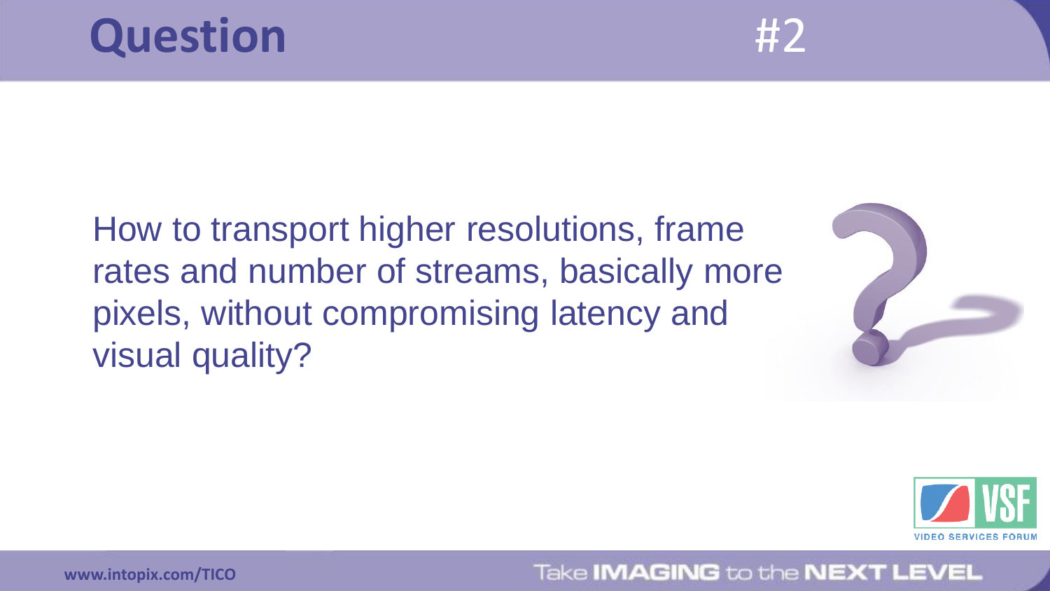# Question #2

How to transport higher resolutions, frame rates and number of streams, basically more pixels, without compromising latency and visual quality?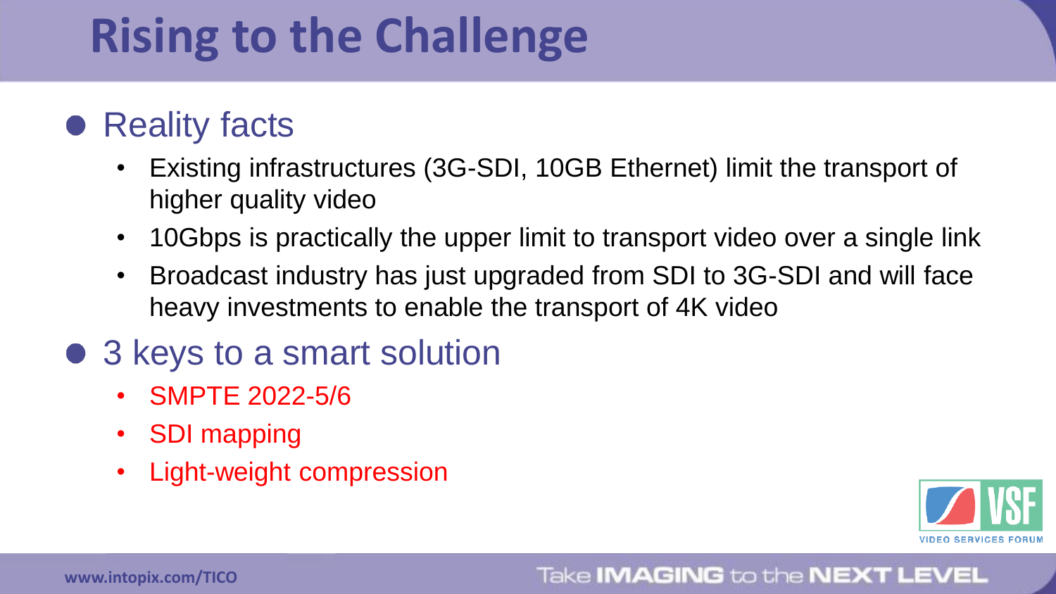# Rising to the Challenge

- Reality facts
  - Existing infrastructures (3G-SDI, 10GB Ethernet) limit the transport of higher quality video
  - 10Gbps is practically the upper limit to transport video over a single link
  - Broadcast industry has just upgraded from SDI to 3G-SDI and will face heavy investments to enable the transport of 4K video
- 3 keys to a smart solution
  - SMPTE 2022-5/6
  - SDI mapping
  - Light-weight compression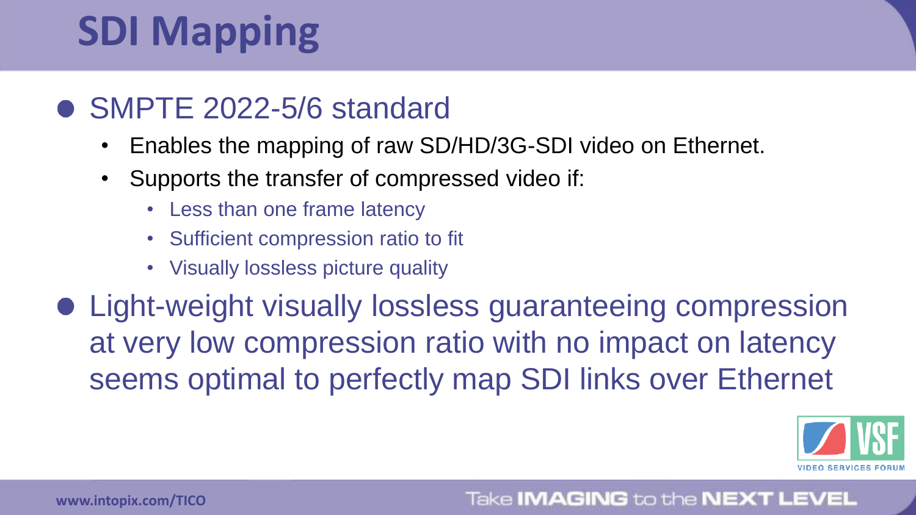# SDI Mapping

- SMPTE 2022-5/6 standard
  - Enables the mapping of raw SD/HD/3G-SDI video on Ethernet.
  - Supports the transfer of compressed video if:
    - Less than one frame latency
    - Sufficient compression ratio to fit
    - Visually lossless picture quality
- Light-weight visually lossless guaranteeing compression at very low compression ratio with no impact on latency seems optimal to perfectly map SDI links over Ethernet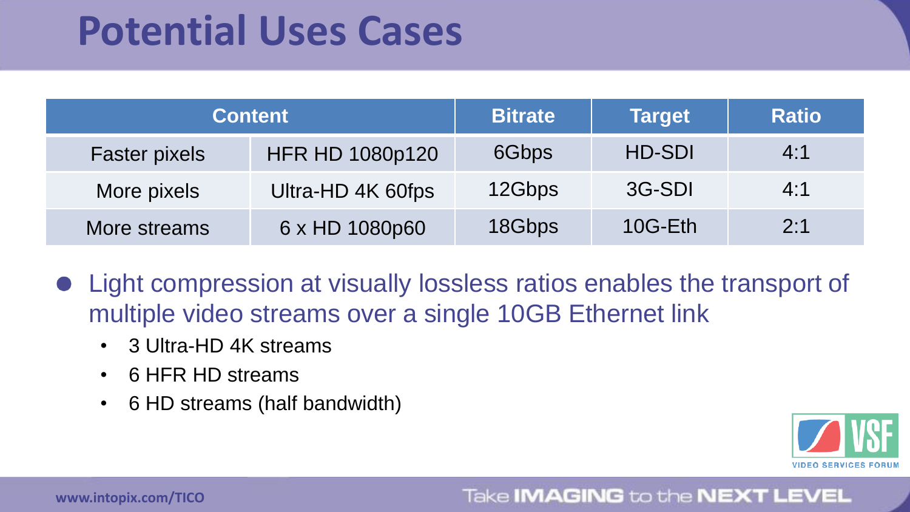# Potential Uses Cases

| Content | | Bitrate | Target | Ratio |
|---|---|---|---|---|
| Faster pixels | HFR HD 1080p120 | 6Gbps | HD-SDI | 4:1 |
| More pixels | Ultra-HD 4K 60fps | 12Gbps | 3G-SDI | 4:1 |
| More streams | 6 x HD 1080p60 | 18Gbps | 10G-Eth | 2:1 |

- Light compression at visually lossless ratios enables the transport of multiple video streams over a single 10GB Ethernet link
  - 3 Ultra-HD 4K streams
  - 6 HFR HD streams
  - 6 HD streams (half bandwidth)

www.intopix.com/TICO

Take IMAGING to the NEXT LEVEL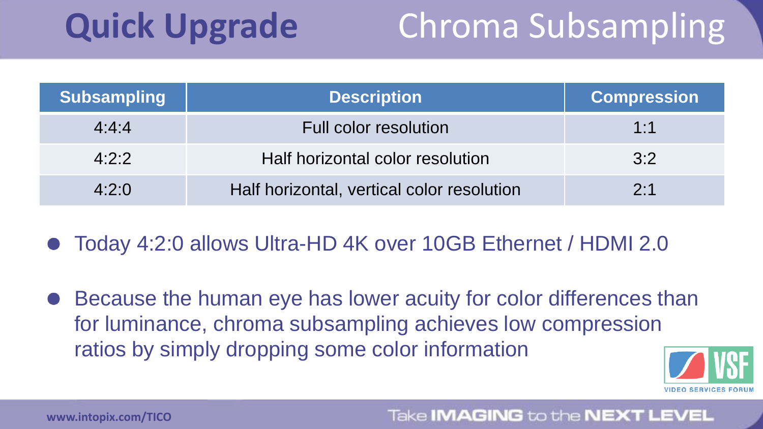# Quick Upgrade — Chroma Subsampling

| Subsampling | Description | Compression |
|---|---|---|
| 4:4:4 | Full color resolution | 1:1 |
| 4:2:2 | Half horizontal color resolution | 3:2 |
| 4:2:0 | Half horizontal, vertical color resolution | 2:1 |

- Today 4:2:0 allows Ultra-HD 4K over 10GB Ethernet / HDMI 2.0
- Because the human eye has lower acuity for color differences than for luminance, chroma subsampling achieves low compression ratios by simply dropping some color information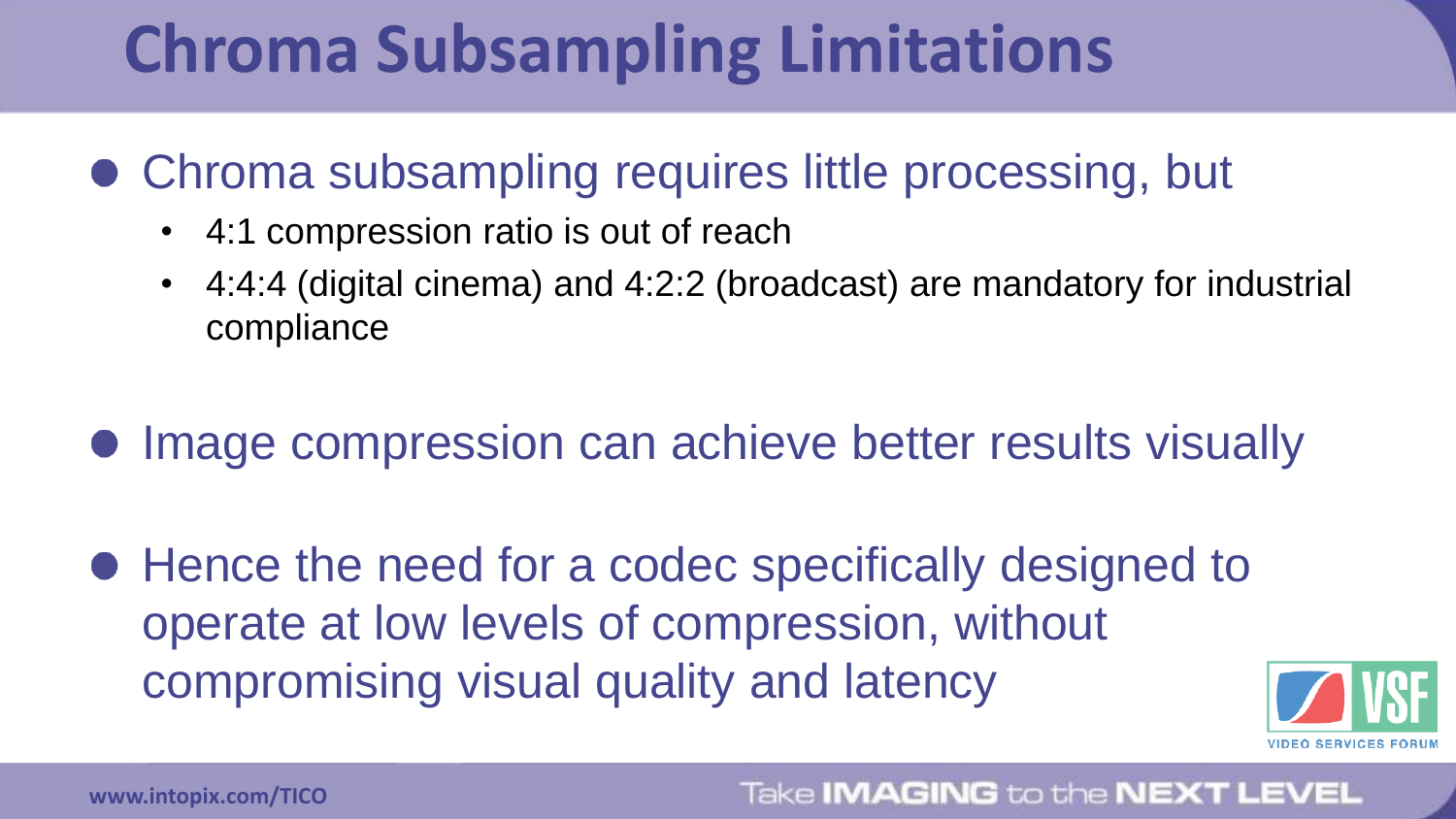# Chroma Subsampling Limitations

- Chroma subsampling requires little processing, but
  - 4:1 compression ratio is out of reach
  - 4:4:4 (digital cinema) and 4:2:2 (broadcast) are mandatory for industrial compliance

- Image compression can achieve better results visually

- Hence the need for a codec specifically designed to operate at low levels of compression, without compromising visual quality and latency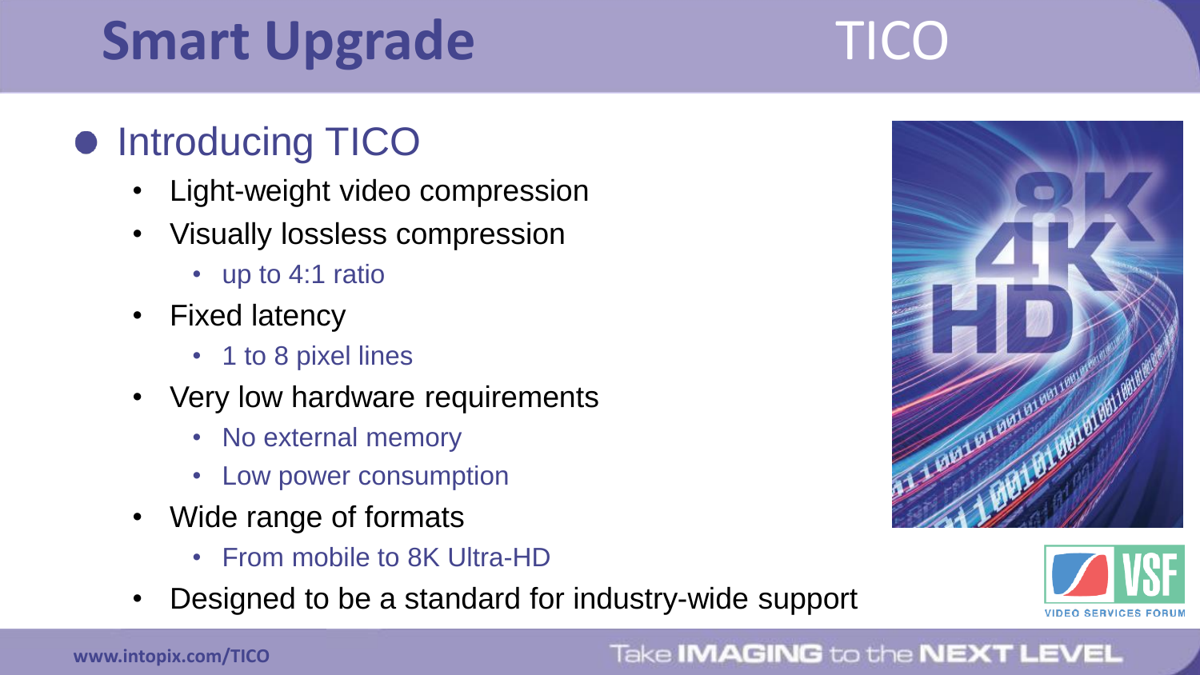# Smart Upgrade

## TICO

- Introducing TICO
  - Light-weight video compression
  - Visually lossless compression
    - up to 4:1 ratio
  - Fixed latency
    - 1 to 8 pixel lines
  - Very low hardware requirements
    - No external memory
    - Low power consumption
  - Wide range of formats
    - From mobile to 8K Ultra-HD
  - Designed to be a standard for industry-wide support

www.intopix.com/TICO

Take IMAGING to the NEXT LEVEL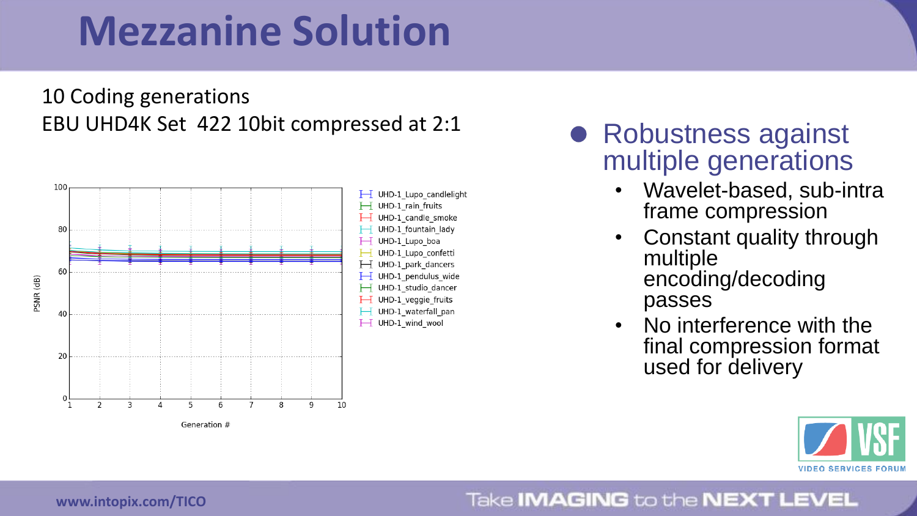# Mezzanine Solution

10 Coding generations
EBU UHD4K Set 422 10bit compressed at 2:1

- Robustness against multiple generations
  - Wavelet-based, sub-intra frame compression
  - Constant quality through multiple encoding/decoding passes
  - No interference with the final compression format used for delivery

www.intopix.com/TICO

Take IMAGING to the NEXT LEVEL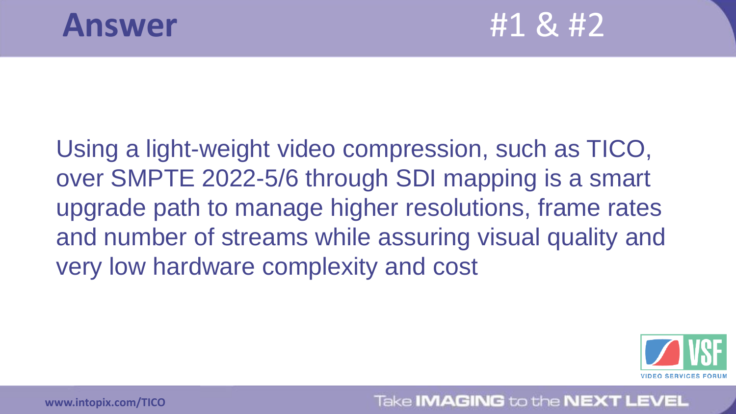# Answer

#1 & #2

Using a light-weight video compression, such as TICO, over SMPTE 2022-5/6 through SDI mapping is a smart upgrade path to manage higher resolutions, frame rates and number of streams while assuring visual quality and very low hardware complexity and cost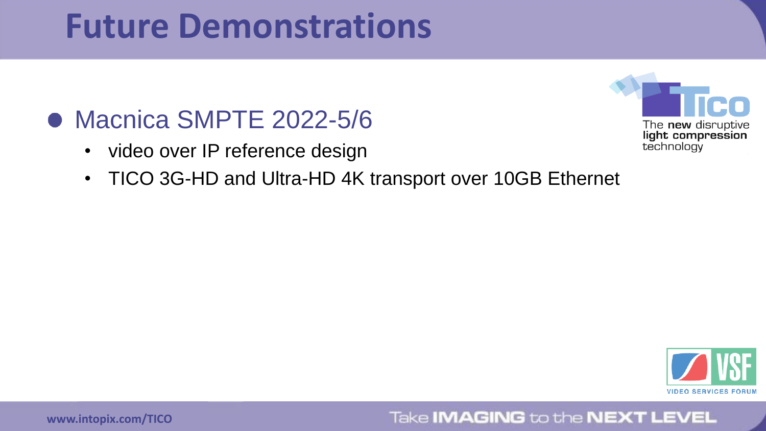# Future Demonstrations

- Macnica SMPTE 2022-5/6
  - video over IP reference design
  - TICO 3G-HD and Ultra-HD 4K transport over 10GB Ethernet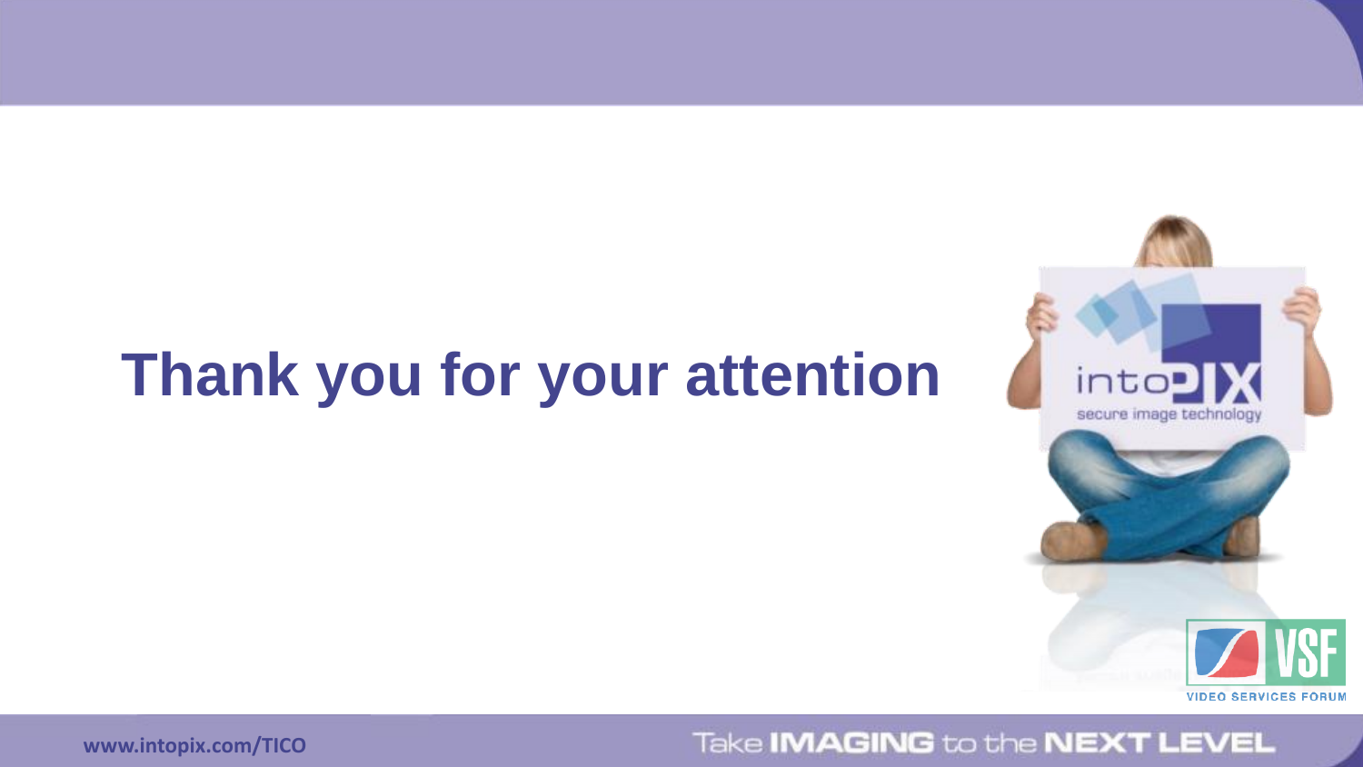# Thank you for your attention

www.intopix.com/TICO

Take IMAGING to the NEXT LEVEL